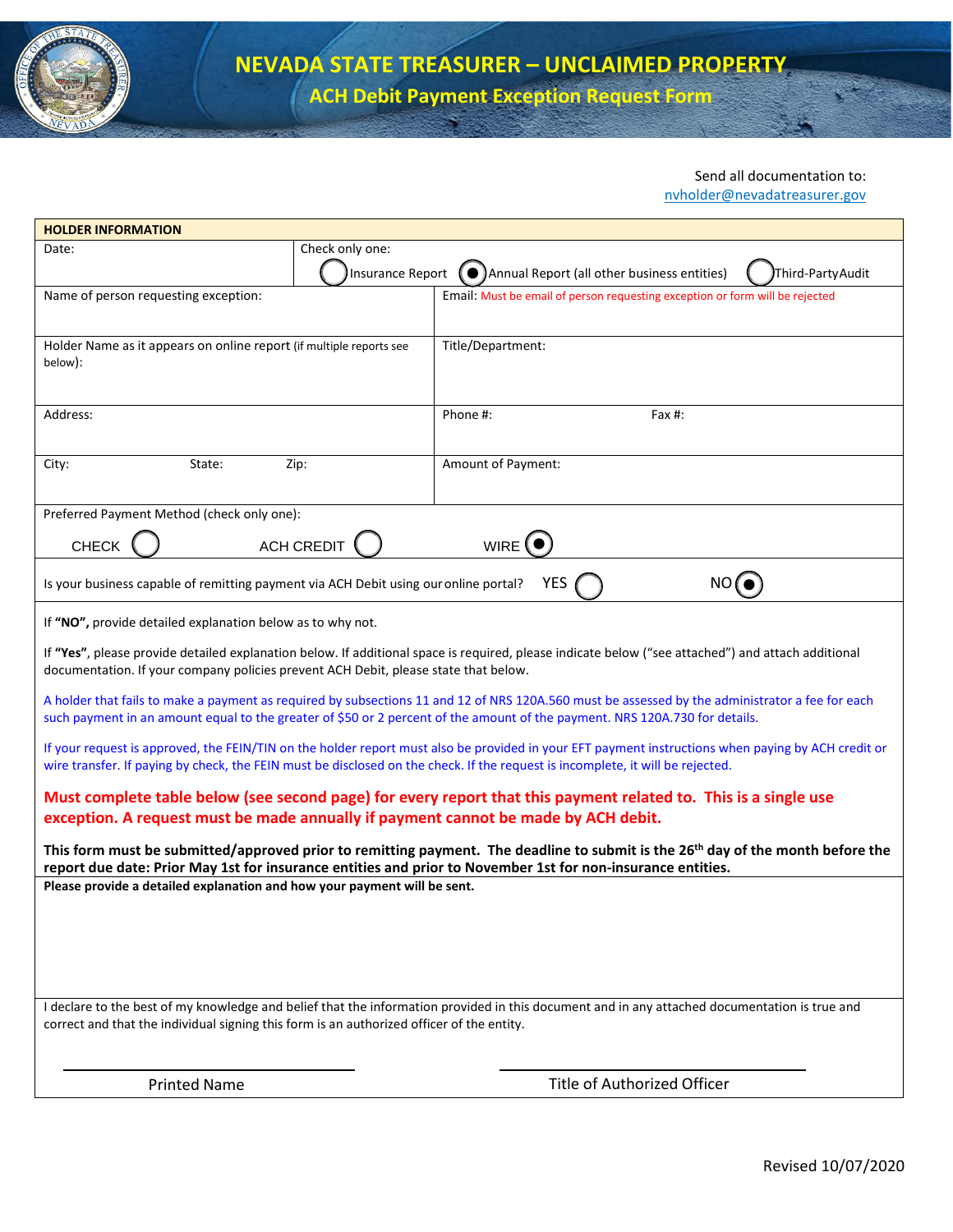# NEVADA STATE TREASURER – UNCLAIMED PROPERTY

## ACH Debit Payment Exception Request Form

Send all documentation to:
nvholder@nevadatreasurer.gov

| HOLDER INFORMATION | |
|---|---|
| Date: | Check only one: ○ Insurance Report ◉ Annual Report (all other business entities) ○ Third-Party Audit |
| Name of person requesting exception: | Email: Must be email of person requesting exception or form will be rejected |
| Holder Name as it appears on online report (if multiple reports see below): | Title/Department: |
| Address: | Phone #: Fax #: |
| City: State: Zip: | Amount of Payment: |

Preferred Payment Method (check only one):

CHECK ○ ACH CREDIT ○ WIRE ◉

Is your business capable of remitting payment via ACH Debit using our online portal? YES ○ NO ◉

If **"NO",** provide detailed explanation below as to why not.

If **"Yes"**, please provide detailed explanation below. If additional space is required, please indicate below ("see attached") and attach additional documentation. If your company policies prevent ACH Debit, please state that below.

A holder that fails to make a payment as required by subsections 11 and 12 of NRS 120A.560 must be assessed by the administrator a fee for each such payment in an amount equal to the greater of $50 or 2 percent of the amount of the payment. NRS 120A.730 for details.

If your request is approved, the FEIN/TIN on the holder report must also be provided in your EFT payment instructions when paying by ACH credit or wire transfer. If paying by check, the FEIN must be disclosed on the check. If the request is incomplete, it will be rejected.

**Must complete table below (see second page) for every report that this payment related to. This is a single use exception. A request must be made annually if payment cannot be made by ACH debit.**

**This form must be submitted/approved prior to remitting payment. The deadline to submit is the 26th day of the month before the report due date: Prior May 1st for insurance entities and prior to November 1st for non-insurance entities.**

**Please provide a detailed explanation and how your payment will be sent.**

I declare to the best of my knowledge and belief that the information provided in this document and in any attached documentation is true and correct and that the individual signing this form is an authorized officer of the entity.

Printed Name

Title of Authorized Officer

Revised 10/07/2020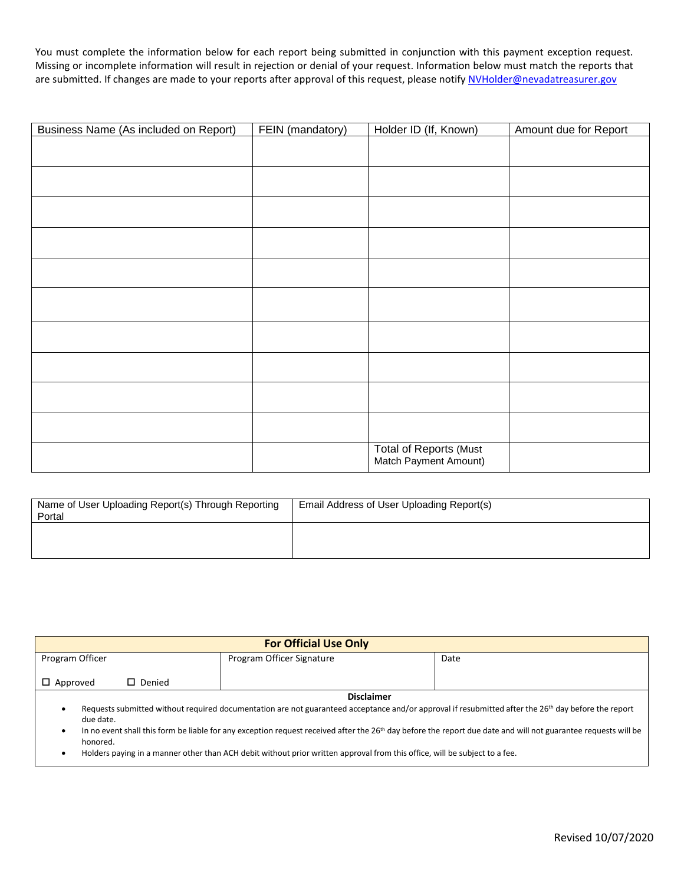You must complete the information below for each report being submitted in conjunction with this payment exception request. Missing or incomplete information will result in rejection or denial of your request. Information below must match the reports that are submitted. If changes are made to your reports after approval of this request, please notify NVHolder@nevadatreasurer.gov

| Business Name (As included on Report) | FEIN (mandatory) | Holder ID (If, Known) | Amount due for Report |
|---|---|---|---|
| | | | |
| | | | |
| | | | |
| | | | |
| | | | |
| | | | |
| | | | |
| | | | |
| | | | |
| | | | |
| | | Total of Reports (Must Match Payment Amount) | |

| Name of User Uploading Report(s) Through Reporting Portal | Email Address of User Uploading Report(s) |
|---|---|
| | |

| For Official Use Only | | |
|---|---|---|
| Program Officer<br>☐ Approved ☐ Denied | Program Officer Signature | Date |

**Disclaimer**

- Requests submitted without required documentation are not guaranteed acceptance and/or approval if resubmitted after the 26th day before the report due date.
- In no event shall this form be liable for any exception request received after the 26th day before the report due date and will not guarantee requests will be honored.
- Holders paying in a manner other than ACH debit without prior written approval from this office, will be subject to a fee.

Revised 10/07/2020